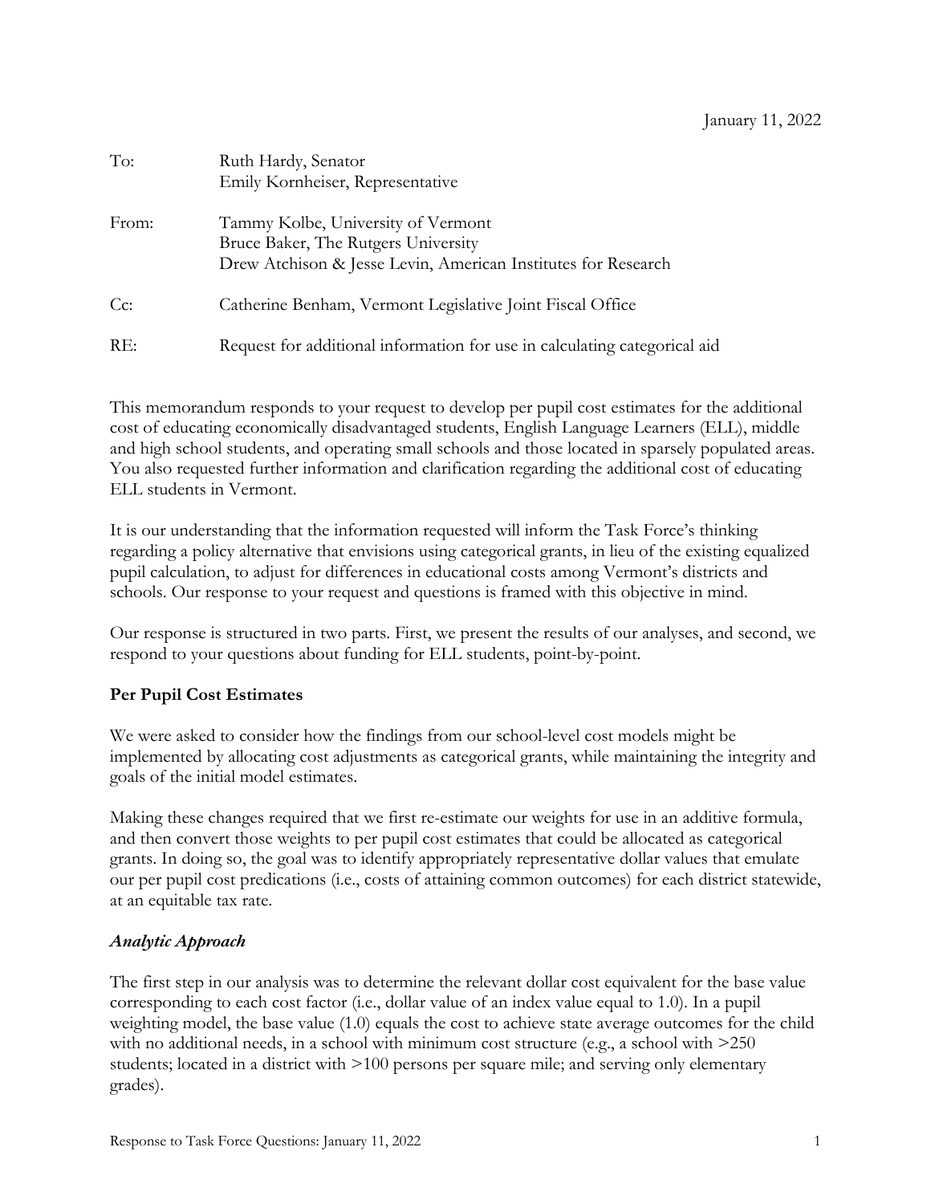January 11, 2022

| | |
|---|---|
| To: | Ruth Hardy, Senator<br>Emily Kornheiser, Representative |
| From: | Tammy Kolbe, University of Vermont<br>Bruce Baker, The Rutgers University<br>Drew Atchison & Jesse Levin, American Institutes for Research |
| Cc: | Catherine Benham, Vermont Legislative Joint Fiscal Office |
| RE: | Request for additional information for use in calculating categorical aid |

This memorandum responds to your request to develop per pupil cost estimates for the additional cost of educating economically disadvantaged students, English Language Learners (ELL), middle and high school students, and operating small schools and those located in sparsely populated areas. You also requested further information and clarification regarding the additional cost of educating ELL students in Vermont.

It is our understanding that the information requested will inform the Task Force's thinking regarding a policy alternative that envisions using categorical grants, in lieu of the existing equalized pupil calculation, to adjust for differences in educational costs among Vermont's districts and schools. Our response to your request and questions is framed with this objective in mind.

Our response is structured in two parts. First, we present the results of our analyses, and second, we respond to your questions about funding for ELL students, point-by-point.

**Per Pupil Cost Estimates**

We were asked to consider how the findings from our school-level cost models might be implemented by allocating cost adjustments as categorical grants, while maintaining the integrity and goals of the initial model estimates.

Making these changes required that we first re-estimate our weights for use in an additive formula, and then convert those weights to per pupil cost estimates that could be allocated as categorical grants. In doing so, the goal was to identify appropriately representative dollar values that emulate our per pupil cost predications (i.e., costs of attaining common outcomes) for each district statewide, at an equitable tax rate.

***Analytic Approach***

The first step in our analysis was to determine the relevant dollar cost equivalent for the base value corresponding to each cost factor (i.e., dollar value of an index value equal to 1.0). In a pupil weighting model, the base value (1.0) equals the cost to achieve state average outcomes for the child with no additional needs, in a school with minimum cost structure (e.g., a school with >250 students; located in a district with >100 persons per square mile; and serving only elementary grades).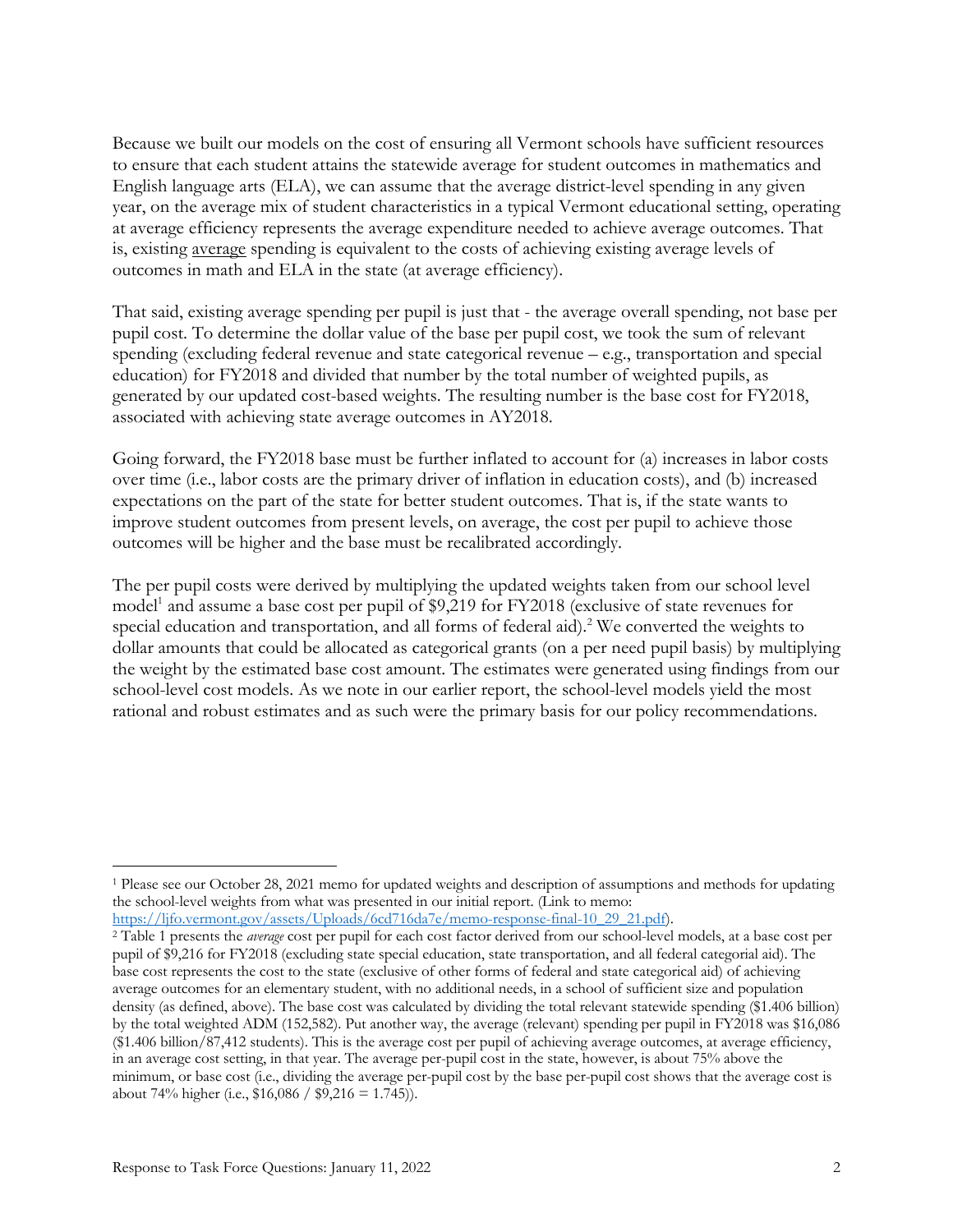Because we built our models on the cost of ensuring all Vermont schools have sufficient resources to ensure that each student attains the statewide average for student outcomes in mathematics and English language arts (ELA), we can assume that the average district-level spending in any given year, on the average mix of student characteristics in a typical Vermont educational setting, operating at average efficiency represents the average expenditure needed to achieve average outcomes. That is, existing <u>average</u> spending is equivalent to the costs of achieving existing average levels of outcomes in math and ELA in the state (at average efficiency).

That said, existing average spending per pupil is just that - the average overall spending, not base per pupil cost. To determine the dollar value of the base per pupil cost, we took the sum of relevant spending (excluding federal revenue and state categorical revenue – e.g., transportation and special education) for FY2018 and divided that number by the total number of weighted pupils, as generated by our updated cost-based weights. The resulting number is the base cost for FY2018, associated with achieving state average outcomes in AY2018.

Going forward, the FY2018 base must be further inflated to account for (a) increases in labor costs over time (i.e., labor costs are the primary driver of inflation in education costs), and (b) increased expectations on the part of the state for better student outcomes. That is, if the state wants to improve student outcomes from present levels, on average, the cost per pupil to achieve those outcomes will be higher and the base must be recalibrated accordingly.

The per pupil costs were derived by multiplying the updated weights taken from our school level model[1] and assume a base cost per pupil of $9,219 for FY2018 (exclusive of state revenues for special education and transportation, and all forms of federal aid).[2] We converted the weights to dollar amounts that could be allocated as categorical grants (on a per need pupil basis) by multiplying the weight by the estimated base cost amount. The estimates were generated using findings from our school-level cost models. As we note in our earlier report, the school-level models yield the most rational and robust estimates and as such were the primary basis for our policy recommendations.

---

[1] Please see our October 28, 2021 memo for updated weights and description of assumptions and methods for updating the school-level weights from what was presented in our initial report. (Link to memo: https://ljfo.vermont.gov/assets/Uploads/6cd716da7e/memo-response-final-10_29_21.pdf).

[2] Table 1 presents the *average* cost per pupil for each cost factor derived from our school-level models, at a base cost per pupil of $9,216 for FY2018 (excluding state special education, state transportation, and all federal categorial aid). The base cost represents the cost to the state (exclusive of other forms of federal and state categorical aid) of achieving average outcomes for an elementary student, with no additional needs, in a school of sufficient size and population density (as defined, above). The base cost was calculated by dividing the total relevant statewide spending ($1.406 billion) by the total weighted ADM (152,582). Put another way, the average (relevant) spending per pupil in FY2018 was $16,086 ($1.406 billion/87,412 students). This is the average cost per pupil of achieving average outcomes, at average efficiency, in an average cost setting, in that year. The average per-pupil cost in the state, however, is about 75% above the minimum, or base cost (i.e., dividing the average per-pupil cost by the base per-pupil cost shows that the average cost is about 74% higher (i.e., $16,086 / $9,216 = 1.745)).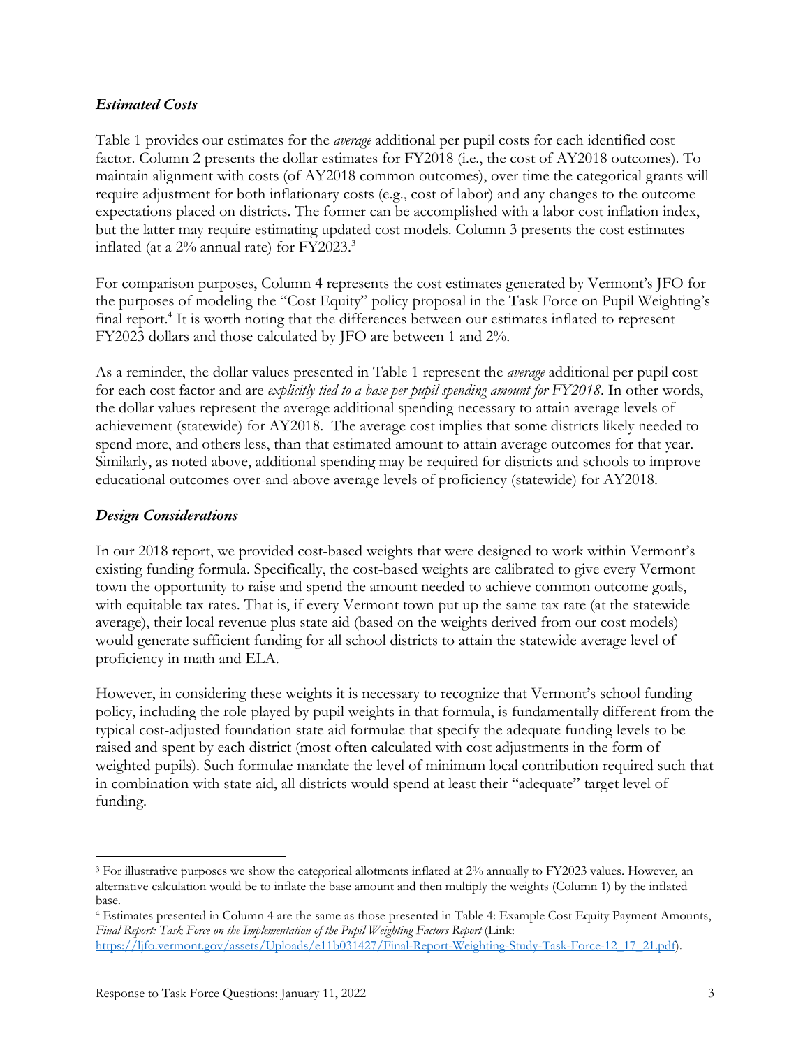### *Estimated Costs*

Table 1 provides our estimates for the *average* additional per pupil costs for each identified cost factor. Column 2 presents the dollar estimates for FY2018 (i.e., the cost of AY2018 outcomes). To maintain alignment with costs (of AY2018 common outcomes), over time the categorical grants will require adjustment for both inflationary costs (e.g., cost of labor) and any changes to the outcome expectations placed on districts. The former can be accomplished with a labor cost inflation index, but the latter may require estimating updated cost models. Column 3 presents the cost estimates inflated (at a 2% annual rate) for FY2023.[3]

For comparison purposes, Column 4 represents the cost estimates generated by Vermont's JFO for the purposes of modeling the "Cost Equity" policy proposal in the Task Force on Pupil Weighting's final report.[4] It is worth noting that the differences between our estimates inflated to represent FY2023 dollars and those calculated by JFO are between 1 and 2%.

As a reminder, the dollar values presented in Table 1 represent the *average* additional per pupil cost for each cost factor and are *explicitly tied to a base per pupil spending amount for FY2018*. In other words, the dollar values represent the average additional spending necessary to attain average levels of achievement (statewide) for AY2018. The average cost implies that some districts likely needed to spend more, and others less, than that estimated amount to attain average outcomes for that year. Similarly, as noted above, additional spending may be required for districts and schools to improve educational outcomes over-and-above average levels of proficiency (statewide) for AY2018.

### *Design Considerations*

In our 2018 report, we provided cost-based weights that were designed to work within Vermont's existing funding formula. Specifically, the cost-based weights are calibrated to give every Vermont town the opportunity to raise and spend the amount needed to achieve common outcome goals, with equitable tax rates. That is, if every Vermont town put up the same tax rate (at the statewide average), their local revenue plus state aid (based on the weights derived from our cost models) would generate sufficient funding for all school districts to attain the statewide average level of proficiency in math and ELA.

However, in considering these weights it is necessary to recognize that Vermont's school funding policy, including the role played by pupil weights in that formula, is fundamentally different from the typical cost-adjusted foundation state aid formulae that specify the adequate funding levels to be raised and spent by each district (most often calculated with cost adjustments in the form of weighted pupils). Such formulae mandate the level of minimum local contribution required such that in combination with state aid, all districts would spend at least their "adequate" target level of funding.

---

[3] For illustrative purposes we show the categorical allotments inflated at 2% annually to FY2023 values. However, an alternative calculation would be to inflate the base amount and then multiply the weights (Column 1) by the inflated base.

[4] Estimates presented in Column 4 are the same as those presented in Table 4: Example Cost Equity Payment Amounts, *Final Report: Task Force on the Implementation of the Pupil Weighting Factors Report* (Link: https://ljfo.vermont.gov/assets/Uploads/e11b031427/Final-Report-Weighting-Study-Task-Force-12_17_21.pdf).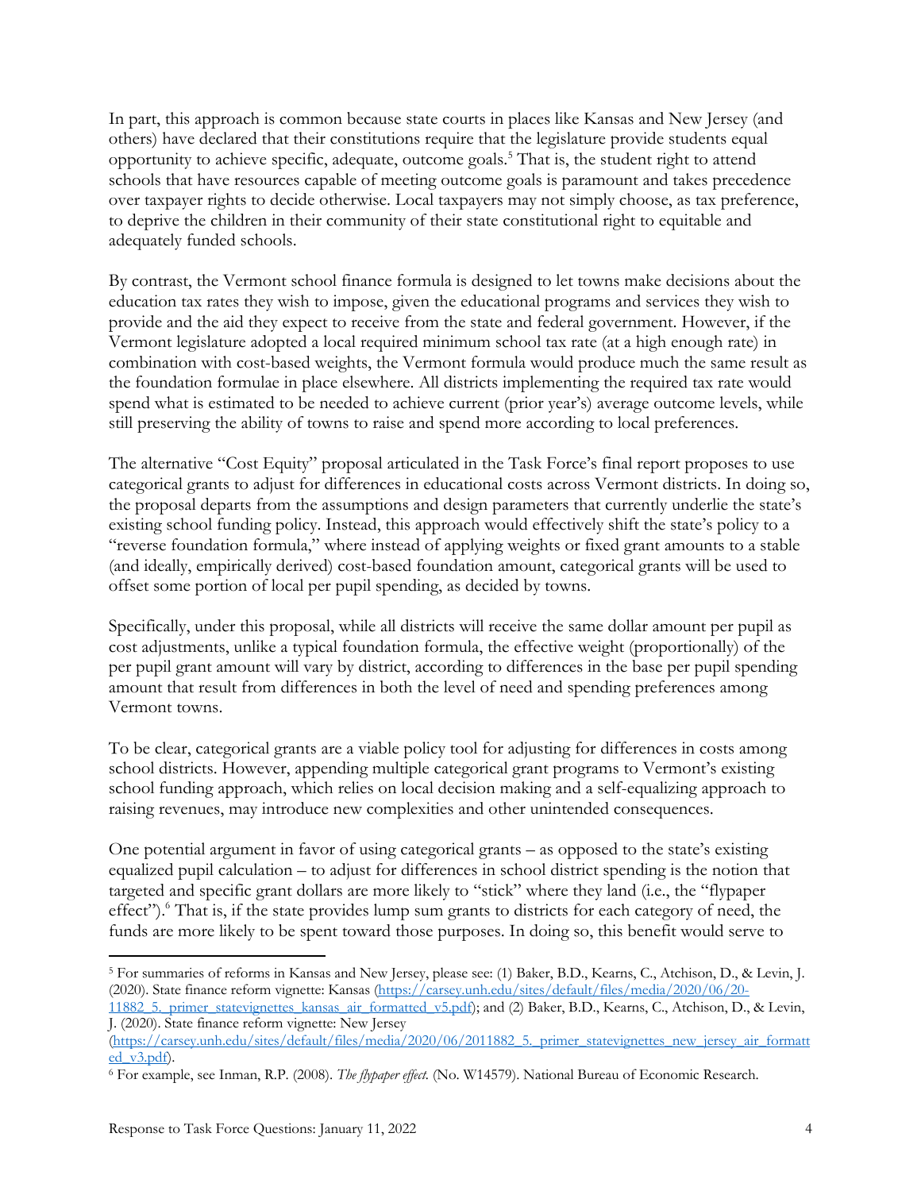In part, this approach is common because state courts in places like Kansas and New Jersey (and others) have declared that their constitutions require that the legislature provide students equal opportunity to achieve specific, adequate, outcome goals.[5] That is, the student right to attend schools that have resources capable of meeting outcome goals is paramount and takes precedence over taxpayer rights to decide otherwise. Local taxpayers may not simply choose, as tax preference, to deprive the children in their community of their state constitutional right to equitable and adequately funded schools.

By contrast, the Vermont school finance formula is designed to let towns make decisions about the education tax rates they wish to impose, given the educational programs and services they wish to provide and the aid they expect to receive from the state and federal government. However, if the Vermont legislature adopted a local required minimum school tax rate (at a high enough rate) in combination with cost-based weights, the Vermont formula would produce much the same result as the foundation formulae in place elsewhere. All districts implementing the required tax rate would spend what is estimated to be needed to achieve current (prior year's) average outcome levels, while still preserving the ability of towns to raise and spend more according to local preferences.

The alternative "Cost Equity" proposal articulated in the Task Force's final report proposes to use categorical grants to adjust for differences in educational costs across Vermont districts. In doing so, the proposal departs from the assumptions and design parameters that currently underlie the state's existing school funding policy. Instead, this approach would effectively shift the state's policy to a "reverse foundation formula," where instead of applying weights or fixed grant amounts to a stable (and ideally, empirically derived) cost-based foundation amount, categorical grants will be used to offset some portion of local per pupil spending, as decided by towns.

Specifically, under this proposal, while all districts will receive the same dollar amount per pupil as cost adjustments, unlike a typical foundation formula, the effective weight (proportionally) of the per pupil grant amount will vary by district, according to differences in the base per pupil spending amount that result from differences in both the level of need and spending preferences among Vermont towns.

To be clear, categorical grants are a viable policy tool for adjusting for differences in costs among school districts. However, appending multiple categorical grant programs to Vermont's existing school funding approach, which relies on local decision making and a self-equalizing approach to raising revenues, may introduce new complexities and other unintended consequences.

One potential argument in favor of using categorical grants – as opposed to the state's existing equalized pupil calculation – to adjust for differences in school district spending is the notion that targeted and specific grant dollars are more likely to "stick" where they land (i.e., the "flypaper effect").[6] That is, if the state provides lump sum grants to districts for each category of need, the funds are more likely to be spent toward those purposes. In doing so, this benefit would serve to

---

[5] For summaries of reforms in Kansas and New Jersey, please see: (1) Baker, B.D., Kearns, C., Atchison, D., & Levin, J. (2020). State finance reform vignette: Kansas (https://carsey.unh.edu/sites/default/files/media/2020/06/20-11882_5._primer_statevignettes_kansas_air_formatted_v5.pdf); and (2) Baker, B.D., Kearns, C., Atchison, D., & Levin, J. (2020). State finance reform vignette: New Jersey (https://carsey.unh.edu/sites/default/files/media/2020/06/2011882_5._primer_statevignettes_new_jersey_air_formatted_v3.pdf).

[6] For example, see Inman, R.P. (2008). *The flypaper effect.* (No. W14579). National Bureau of Economic Research.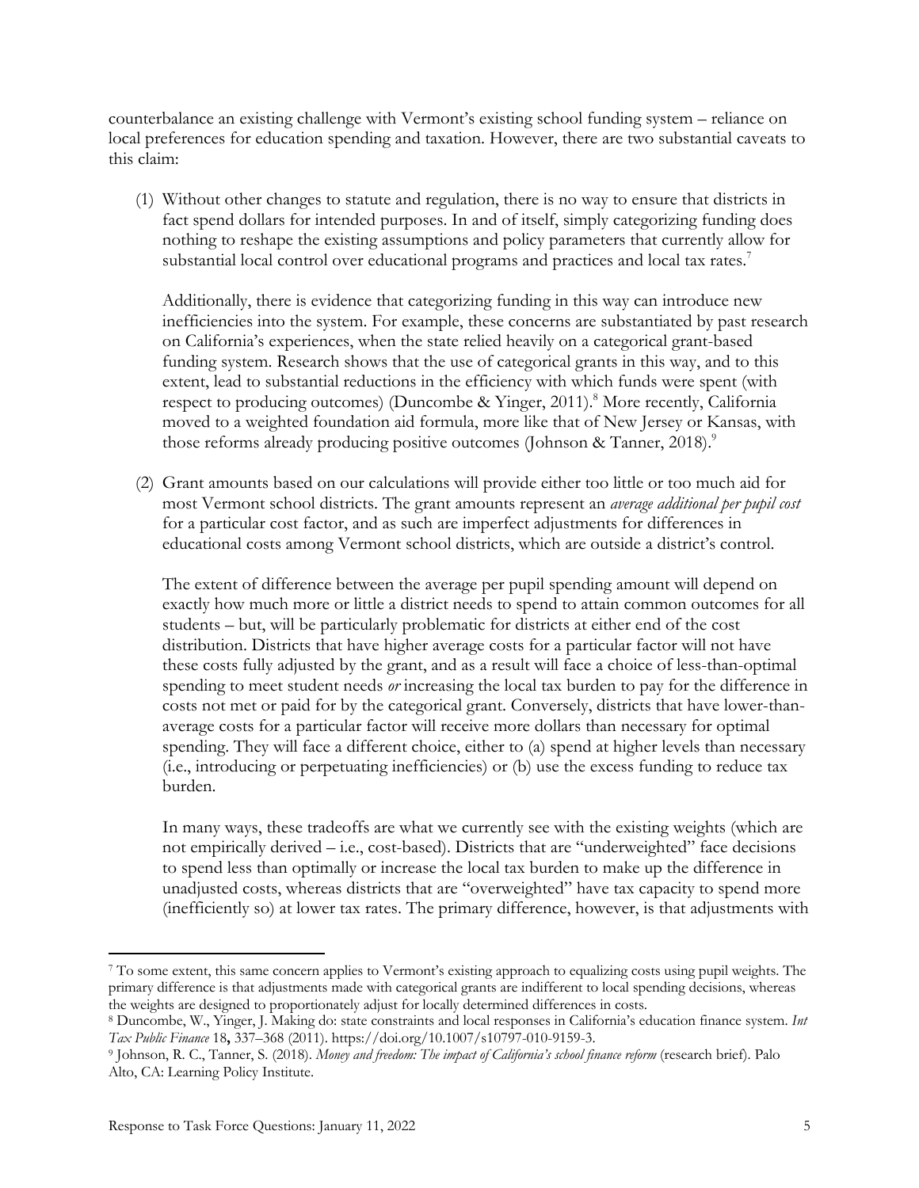counterbalance an existing challenge with Vermont's existing school funding system – reliance on local preferences for education spending and taxation. However, there are two substantial caveats to this claim:

(1) Without other changes to statute and regulation, there is no way to ensure that districts in fact spend dollars for intended purposes. In and of itself, simply categorizing funding does nothing to reshape the existing assumptions and policy parameters that currently allow for substantial local control over educational programs and practices and local tax rates.[7]

    Additionally, there is evidence that categorizing funding in this way can introduce new inefficiencies into the system. For example, these concerns are substantiated by past research on California's experiences, when the state relied heavily on a categorical grant-based funding system. Research shows that the use of categorical grants in this way, and to this extent, lead to substantial reductions in the efficiency with which funds were spent (with respect to producing outcomes) (Duncombe & Yinger, 2011).[8] More recently, California moved to a weighted foundation aid formula, more like that of New Jersey or Kansas, with those reforms already producing positive outcomes (Johnson & Tanner, 2018).[9]

(2) Grant amounts based on our calculations will provide either too little or too much aid for most Vermont school districts. The grant amounts represent an *average additional per pupil cost* for a particular cost factor, and as such are imperfect adjustments for differences in educational costs among Vermont school districts, which are outside a district's control.

    The extent of difference between the average per pupil spending amount will depend on exactly how much more or little a district needs to spend to attain common outcomes for all students – but, will be particularly problematic for districts at either end of the cost distribution. Districts that have higher average costs for a particular factor will not have these costs fully adjusted by the grant, and as a result will face a choice of less-than-optimal spending to meet student needs *or* increasing the local tax burden to pay for the difference in costs not met or paid for by the categorical grant. Conversely, districts that have lower-than-average costs for a particular factor will receive more dollars than necessary for optimal spending. They will face a different choice, either to (a) spend at higher levels than necessary (i.e., introducing or perpetuating inefficiencies) or (b) use the excess funding to reduce tax burden.

    In many ways, these tradeoffs are what we currently see with the existing weights (which are not empirically derived – i.e., cost-based). Districts that are "underweighted" face decisions to spend less than optimally or increase the local tax burden to make up the difference in unadjusted costs, whereas districts that are "overweighted" have tax capacity to spend more (inefficiently so) at lower tax rates. The primary difference, however, is that adjustments with

---

[7] To some extent, this same concern applies to Vermont's existing approach to equalizing costs using pupil weights. The primary difference is that adjustments made with categorical grants are indifferent to local spending decisions, whereas the weights are designed to proportionately adjust for locally determined differences in costs.

[8] Duncombe, W., Yinger, J. Making do: state constraints and local responses in California's education finance system. *Int Tax Public Finance* 18**,** 337–368 (2011). https://doi.org/10.1007/s10797-010-9159-3.

[9] Johnson, R. C., Tanner, S. (2018). *Money and freedom: The impact of California's school finance reform* (research brief). Palo Alto, CA: Learning Policy Institute.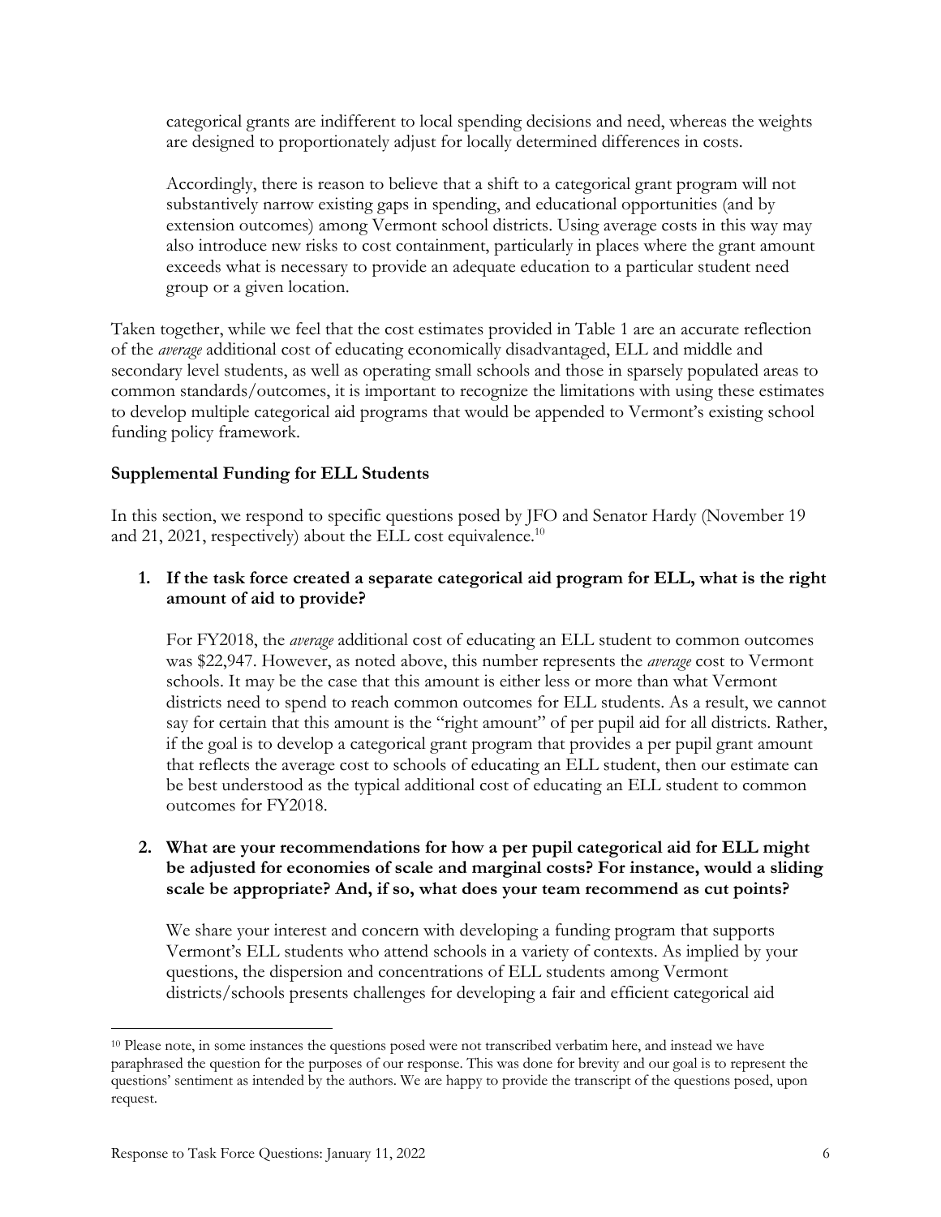categorical grants are indifferent to local spending decisions and need, whereas the weights are designed to proportionately adjust for locally determined differences in costs.

Accordingly, there is reason to believe that a shift to a categorical grant program will not substantively narrow existing gaps in spending, and educational opportunities (and by extension outcomes) among Vermont school districts. Using average costs in this way may also introduce new risks to cost containment, particularly in places where the grant amount exceeds what is necessary to provide an adequate education to a particular student need group or a given location.

Taken together, while we feel that the cost estimates provided in Table 1 are an accurate reflection of the *average* additional cost of educating economically disadvantaged, ELL and middle and secondary level students, as well as operating small schools and those in sparsely populated areas to common standards/outcomes, it is important to recognize the limitations with using these estimates to develop multiple categorical aid programs that would be appended to Vermont's existing school funding policy framework.

**Supplemental Funding for ELL Students**

In this section, we respond to specific questions posed by JFO and Senator Hardy (November 19 and 21, 2021, respectively) about the ELL cost equivalence.[10]

1. **If the task force created a separate categorical aid program for ELL, what is the right amount of aid to provide?**

   For FY2018, the *average* additional cost of educating an ELL student to common outcomes was $22,947. However, as noted above, this number represents the *average* cost to Vermont schools. It may be the case that this amount is either less or more than what Vermont districts need to spend to reach common outcomes for ELL students. As a result, we cannot say for certain that this amount is the "right amount" of per pupil aid for all districts. Rather, if the goal is to develop a categorical grant program that provides a per pupil grant amount that reflects the average cost to schools of educating an ELL student, then our estimate can be best understood as the typical additional cost of educating an ELL student to common outcomes for FY2018.

2. **What are your recommendations for how a per pupil categorical aid for ELL might be adjusted for economies of scale and marginal costs? For instance, would a sliding scale be appropriate? And, if so, what does your team recommend as cut points?**

   We share your interest and concern with developing a funding program that supports Vermont's ELL students who attend schools in a variety of contexts. As implied by your questions, the dispersion and concentrations of ELL students among Vermont districts/schools presents challenges for developing a fair and efficient categorical aid

---

[10] Please note, in some instances the questions posed were not transcribed verbatim here, and instead we have paraphrased the question for the purposes of our response. This was done for brevity and our goal is to represent the questions' sentiment as intended by the authors. We are happy to provide the transcript of the questions posed, upon request.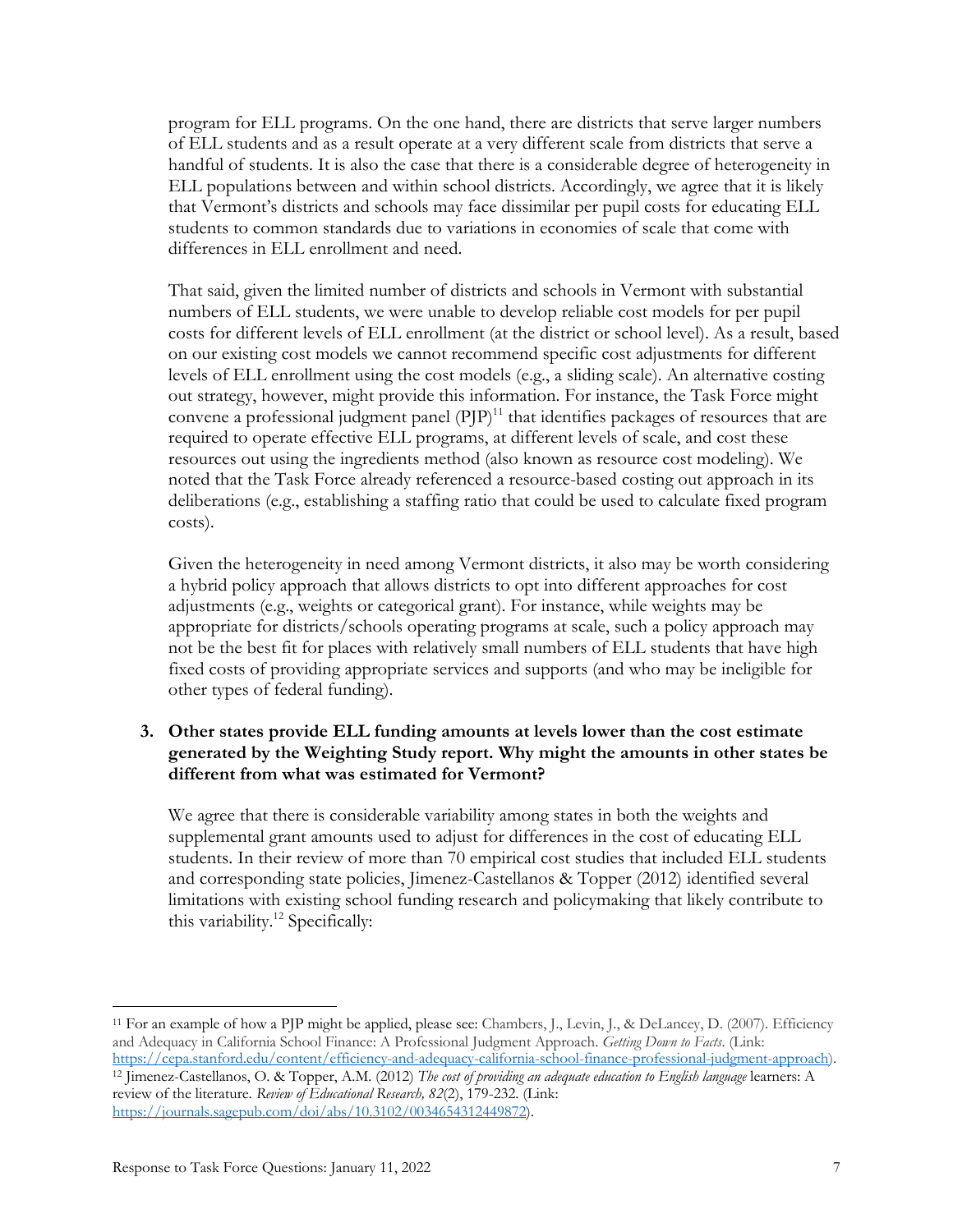program for ELL programs. On the one hand, there are districts that serve larger numbers of ELL students and as a result operate at a very different scale from districts that serve a handful of students. It is also the case that there is a considerable degree of heterogeneity in ELL populations between and within school districts. Accordingly, we agree that it is likely that Vermont's districts and schools may face dissimilar per pupil costs for educating ELL students to common standards due to variations in economies of scale that come with differences in ELL enrollment and need.

That said, given the limited number of districts and schools in Vermont with substantial numbers of ELL students, we were unable to develop reliable cost models for per pupil costs for different levels of ELL enrollment (at the district or school level). As a result, based on our existing cost models we cannot recommend specific cost adjustments for different levels of ELL enrollment using the cost models (e.g., a sliding scale). An alternative costing out strategy, however, might provide this information. For instance, the Task Force might convene a professional judgment panel (PJP)[11] that identifies packages of resources that are required to operate effective ELL programs, at different levels of scale, and cost these resources out using the ingredients method (also known as resource cost modeling). We noted that the Task Force already referenced a resource-based costing out approach in its deliberations (e.g., establishing a staffing ratio that could be used to calculate fixed program costs).

Given the heterogeneity in need among Vermont districts, it also may be worth considering a hybrid policy approach that allows districts to opt into different approaches for cost adjustments (e.g., weights or categorical grant). For instance, while weights may be appropriate for districts/schools operating programs at scale, such a policy approach may not be the best fit for places with relatively small numbers of ELL students that have high fixed costs of providing appropriate services and supports (and who may be ineligible for other types of federal funding).

3. **Other states provide ELL funding amounts at levels lower than the cost estimate generated by the Weighting Study report. Why might the amounts in other states be different from what was estimated for Vermont?**

We agree that there is considerable variability among states in both the weights and supplemental grant amounts used to adjust for differences in the cost of educating ELL students. In their review of more than 70 empirical cost studies that included ELL students and corresponding state policies, Jimenez-Castellanos & Topper (2012) identified several limitations with existing school funding research and policymaking that likely contribute to this variability.[12] Specifically:

---

[11] For an example of how a PJP might be applied, please see: Chambers, J., Levin, J., & DeLancey, D. (2007). Efficiency and Adequacy in California School Finance: A Professional Judgment Approach. *Getting Down to Facts*. (Link: https://cepa.stanford.edu/content/efficiency-and-adequacy-california-school-finance-professional-judgment-approach).

[12] Jimenez-Castellanos, O. & Topper, A.M. (2012) *The cost of providing an adequate education to English language* learners: A review of the literature. *Review of Educational Research, 82*(2), 179-232. (Link: https://journals.sagepub.com/doi/abs/10.3102/0034654312449872).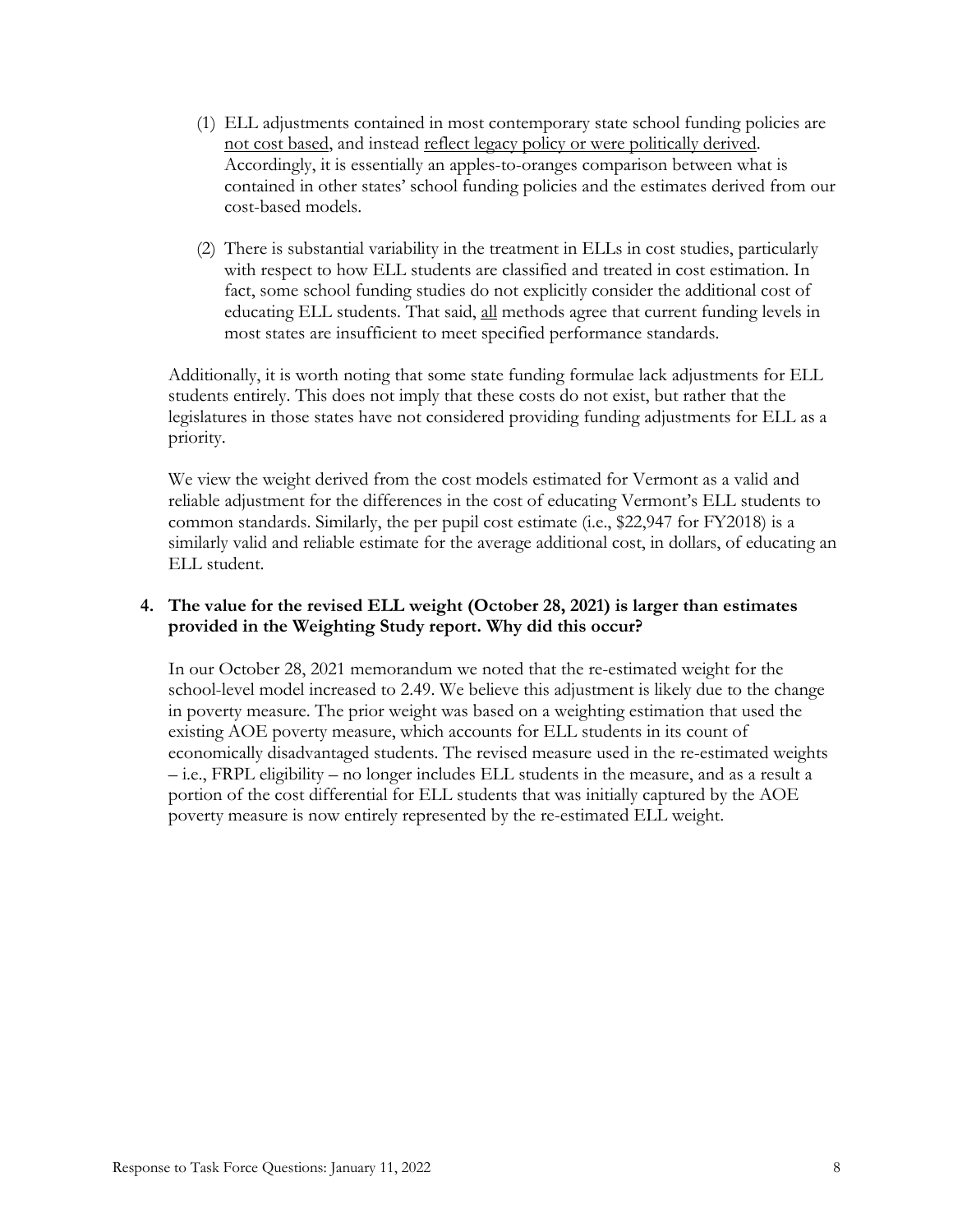(1) ELL adjustments contained in most contemporary state school funding policies are <u>not cost based</u>, and instead <u>reflect legacy policy or were politically derived</u>. Accordingly, it is essentially an apples-to-oranges comparison between what is contained in other states' school funding policies and the estimates derived from our cost-based models.

(2) There is substantial variability in the treatment in ELLs in cost studies, particularly with respect to how ELL students are classified and treated in cost estimation. In fact, some school funding studies do not explicitly consider the additional cost of educating ELL students. That said, <u>all</u> methods agree that current funding levels in most states are insufficient to meet specified performance standards.

Additionally, it is worth noting that some state funding formulae lack adjustments for ELL students entirely. This does not imply that these costs do not exist, but rather that the legislatures in those states have not considered providing funding adjustments for ELL as a priority.

We view the weight derived from the cost models estimated for Vermont as a valid and reliable adjustment for the differences in the cost of educating Vermont's ELL students to common standards. Similarly, the per pupil cost estimate (i.e., $22,947 for FY2018) is a similarly valid and reliable estimate for the average additional cost, in dollars, of educating an ELL student.

**4. The value for the revised ELL weight (October 28, 2021) is larger than estimates provided in the Weighting Study report. Why did this occur?**

In our October 28, 2021 memorandum we noted that the re-estimated weight for the school-level model increased to 2.49. We believe this adjustment is likely due to the change in poverty measure. The prior weight was based on a weighting estimation that used the existing AOE poverty measure, which accounts for ELL students in its count of economically disadvantaged students. The revised measure used in the re-estimated weights – i.e., FRPL eligibility – no longer includes ELL students in the measure, and as a result a portion of the cost differential for ELL students that was initially captured by the AOE poverty measure is now entirely represented by the re-estimated ELL weight.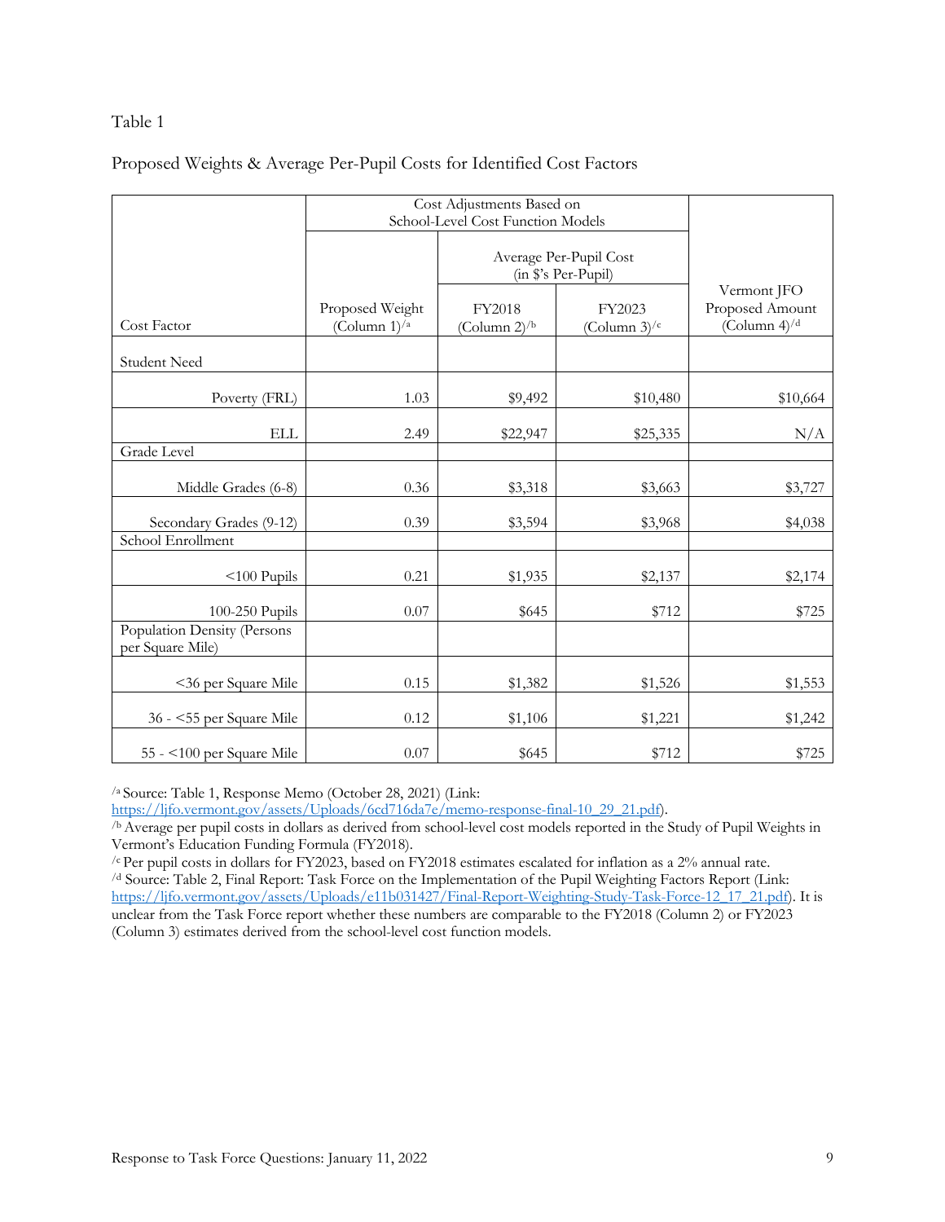Table 1

Proposed Weights & Average Per-Pupil Costs for Identified Cost Factors

| Cost Factor | Cost Adjustments Based on School-Level Cost Function Models | | | Vermont JFO Proposed Amount (Column 4)[d] |
|---|---|---|---|---|
| | Proposed Weight (Column 1)[a] | Average Per-Pupil Cost (in $'s Per-Pupil) | | |
| | | FY2018 (Column 2)[b] | FY2023 (Column 3)[c] | |
| Student Need | | | | |
| Poverty (FRL) | 1.03 | $9,492 | $10,480 | $10,664 |
| ELL | 2.49 | $22,947 | $25,335 | N/A |
| Grade Level | | | | |
| Middle Grades (6-8) | 0.36 | $3,318 | $3,663 | $3,727 |
| Secondary Grades (9-12) | 0.39 | $3,594 | $3,968 | $4,038 |
| School Enrollment | | | | |
| <100 Pupils | 0.21 | $1,935 | $2,137 | $2,174 |
| 100-250 Pupils | 0.07 | $645 | $712 | $725 |
| Population Density (Persons per Square Mile) | | | | |
| <36 per Square Mile | 0.15 | $1,382 | $1,526 | $1,553 |
| 36 - <55 per Square Mile | 0.12 | $1,106 | $1,221 | $1,242 |
| 55 - <100 per Square Mile | 0.07 | $645 | $712 | $725 |

[a] Source: Table 1, Response Memo (October 28, 2021) (Link: https://ljfo.vermont.gov/assets/Uploads/6cd716da7e/memo-response-final-10_29_21.pdf).

[b] Average per pupil costs in dollars as derived from school-level cost models reported in the Study of Pupil Weights in Vermont's Education Funding Formula (FY2018).

[c] Per pupil costs in dollars for FY2023, based on FY2018 estimates escalated for inflation as a 2% annual rate.

[d] Source: Table 2, Final Report: Task Force on the Implementation of the Pupil Weighting Factors Report (Link: https://ljfo.vermont.gov/assets/Uploads/e11b031427/Final-Report-Weighting-Study-Task-Force-12_17_21.pdf). It is unclear from the Task Force report whether these numbers are comparable to the FY2018 (Column 2) or FY2023 (Column 3) estimates derived from the school-level cost function models.